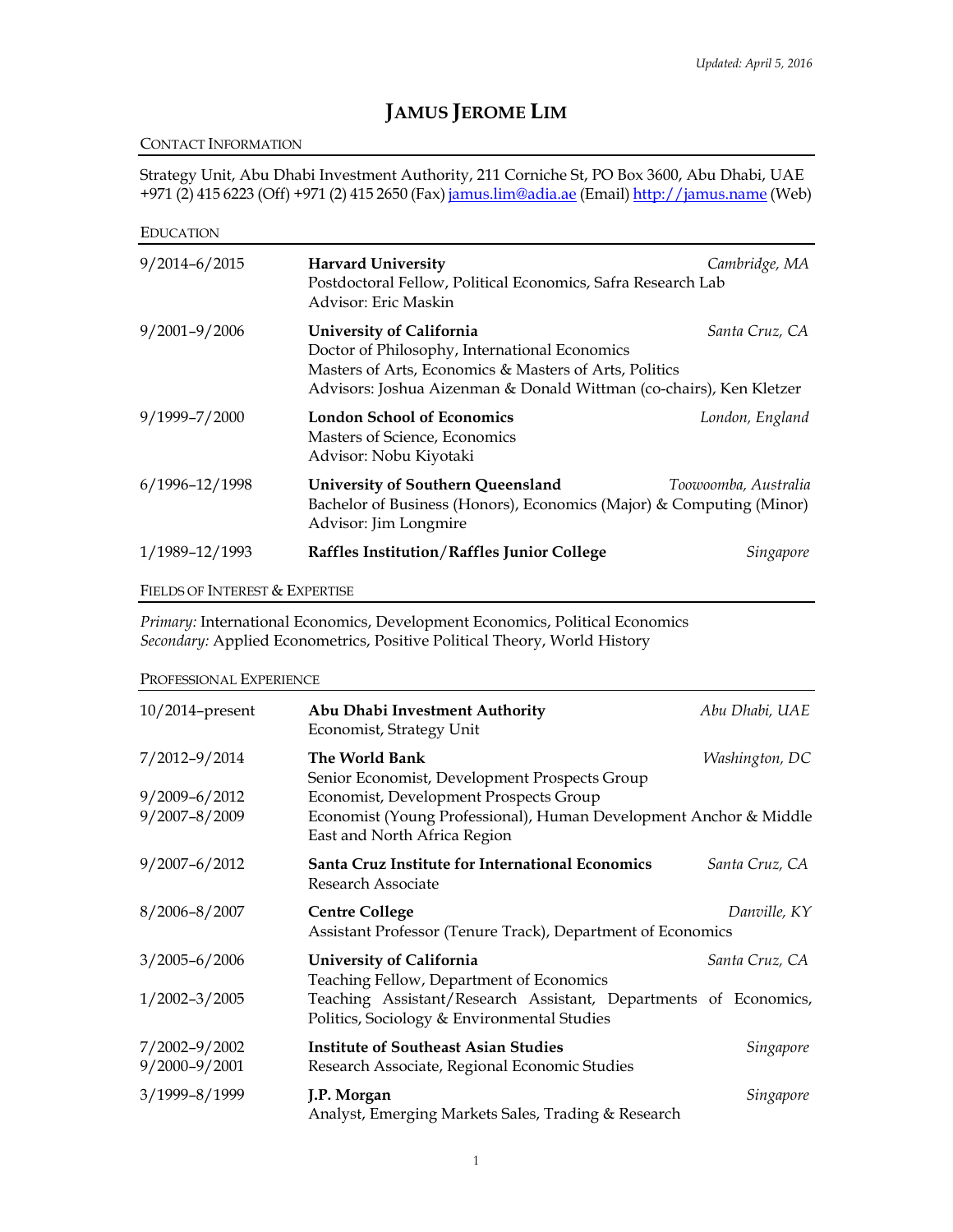*Updated: April 5, 2016*

# JAMUS JEROME LIM

## CONTACT INFORMATION

Strategy Unit, Abu Dhabi Investment Authority, 211 Corniche St, PO Box 3600, Abu Dhabi, UAE
+971 (2) 415 6223 (Off) +971 (2) 415 2650 (Fax) jamus.lim@adia.ae (Email) http://jamus.name (Web)

## EDUCATION

| | | |
|---|---|---|
| 9/2014–6/2015 | **Harvard University**<br>Postdoctoral Fellow, Political Economics, Safra Research Lab<br>Advisor: Eric Maskin | *Cambridge, MA* |
| 9/2001–9/2006 | **University of California**<br>Doctor of Philosophy, International Economics<br>Masters of Arts, Economics & Masters of Arts, Politics<br>Advisors: Joshua Aizenman & Donald Wittman (co-chairs), Ken Kletzer | *Santa Cruz, CA* |
| 9/1999–7/2000 | **London School of Economics**<br>Masters of Science, Economics<br>Advisor: Nobu Kiyotaki | *London, England* |
| 6/1996–12/1998 | **University of Southern Queensland**<br>Bachelor of Business (Honors), Economics (Major) & Computing (Minor)<br>Advisor: Jim Longmire | *Toowoomba, Australia* |
| 1/1989–12/1993 | **Raffles Institution/Raffles Junior College** | *Singapore* |

## FIELDS OF INTEREST & EXPERTISE

*Primary:* International Economics, Development Economics, Political Economics
*Secondary:* Applied Econometrics, Positive Political Theory, World History

## PROFESSIONAL EXPERIENCE

| | | |
|---|---|---|
| 10/2014–present | **Abu Dhabi Investment Authority**<br>Economist, Strategy Unit | *Abu Dhabi, UAE* |
| 7/2012–9/2014 | **The World Bank**<br>Senior Economist, Development Prospects Group | *Washington, DC* |
| 9/2009–6/2012 | Economist, Development Prospects Group | |
| 9/2007–8/2009 | Economist (Young Professional), Human Development Anchor & Middle East and North Africa Region | |
| 9/2007–6/2012 | **Santa Cruz Institute for International Economics**<br>Research Associate | *Santa Cruz, CA* |
| 8/2006–8/2007 | **Centre College**<br>Assistant Professor (Tenure Track), Department of Economics | *Danville, KY* |
| 3/2005–6/2006 | **University of California**<br>Teaching Fellow, Department of Economics | *Santa Cruz, CA* |
| 1/2002–3/2005 | Teaching Assistant/Research Assistant, Departments of Economics, Politics, Sociology & Environmental Studies | |
| 7/2002–9/2002<br>9/2000–9/2001 | **Institute of Southeast Asian Studies**<br>Research Associate, Regional Economic Studies | *Singapore* |
| 3/1999–8/1999 | **J.P. Morgan**<br>Analyst, Emerging Markets Sales, Trading & Research | *Singapore* |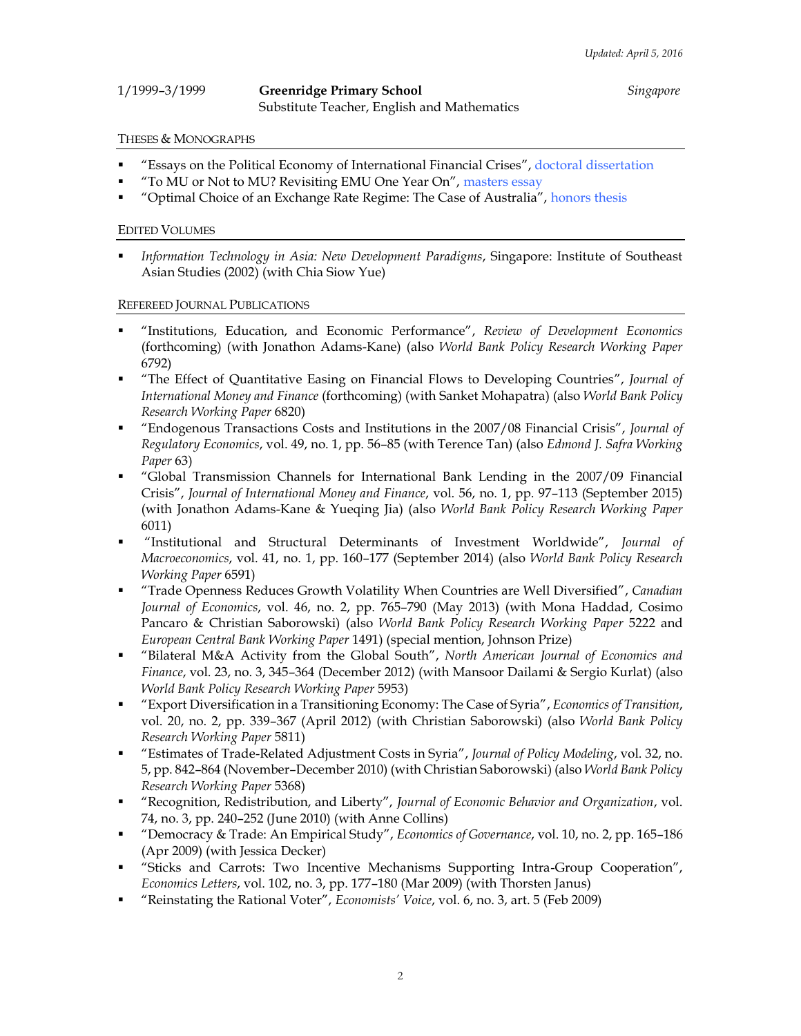1/1999–3/1999 **Greenridge Primary School** *Singapore*
Substitute Teacher, English and Mathematics

## THESES & MONOGRAPHS

- "Essays on the Political Economy of International Financial Crises", doctoral dissertation
- "To MU or Not to MU? Revisiting EMU One Year On", masters essay
- "Optimal Choice of an Exchange Rate Regime: The Case of Australia", honors thesis

## EDITED VOLUMES

- *Information Technology in Asia: New Development Paradigms*, Singapore: Institute of Southeast Asian Studies (2002) (with Chia Siow Yue)

## REFEREED JOURNAL PUBLICATIONS

- "Institutions, Education, and Economic Performance", *Review of Development Economics* (forthcoming) (with Jonathon Adams-Kane) (also *World Bank Policy Research Working Paper* 6792)
- "The Effect of Quantitative Easing on Financial Flows to Developing Countries", *Journal of International Money and Finance* (forthcoming) (with Sanket Mohapatra) (also *World Bank Policy Research Working Paper* 6820)
- "Endogenous Transactions Costs and Institutions in the 2007/08 Financial Crisis", *Journal of Regulatory Economics*, vol. 49, no. 1, pp. 56–85 (with Terence Tan) (also *Edmond J. Safra Working Paper* 63)
- "Global Transmission Channels for International Bank Lending in the 2007/09 Financial Crisis", *Journal of International Money and Finance*, vol. 56, no. 1, pp. 97–113 (September 2015) (with Jonathon Adams-Kane & Yueqing Jia) (also *World Bank Policy Research Working Paper* 6011)
- "Institutional and Structural Determinants of Investment Worldwide", *Journal of Macroeconomics*, vol. 41, no. 1, pp. 160–177 (September 2014) (also *World Bank Policy Research Working Paper* 6591)
- "Trade Openness Reduces Growth Volatility When Countries are Well Diversified", *Canadian Journal of Economics*, vol. 46, no. 2, pp. 765–790 (May 2013) (with Mona Haddad, Cosimo Pancaro & Christian Saborowski) (also *World Bank Policy Research Working Paper* 5222 and *European Central Bank Working Paper* 1491) (special mention, Johnson Prize)
- "Bilateral M&A Activity from the Global South", *North American Journal of Economics and Finance*, vol. 23, no. 3, 345–364 (December 2012) (with Mansoor Dailami & Sergio Kurlat) (also *World Bank Policy Research Working Paper* 5953)
- "Export Diversification in a Transitioning Economy: The Case of Syria", *Economics of Transition*, vol. 20, no. 2, pp. 339–367 (April 2012) (with Christian Saborowski) (also *World Bank Policy Research Working Paper* 5811)
- "Estimates of Trade-Related Adjustment Costs in Syria", *Journal of Policy Modeling*, vol. 32, no. 5, pp. 842–864 (November–December 2010) (with Christian Saborowski) (also *World Bank Policy Research Working Paper* 5368)
- "Recognition, Redistribution, and Liberty", *Journal of Economic Behavior and Organization*, vol. 74, no. 3, pp. 240–252 (June 2010) (with Anne Collins)
- "Democracy & Trade: An Empirical Study", *Economics of Governance*, vol. 10, no. 2, pp. 165–186 (Apr 2009) (with Jessica Decker)
- "Sticks and Carrots: Two Incentive Mechanisms Supporting Intra-Group Cooperation", *Economics Letters*, vol. 102, no. 3, pp. 177–180 (Mar 2009) (with Thorsten Janus)
- "Reinstating the Rational Voter", *Economists' Voice*, vol. 6, no. 3, art. 5 (Feb 2009)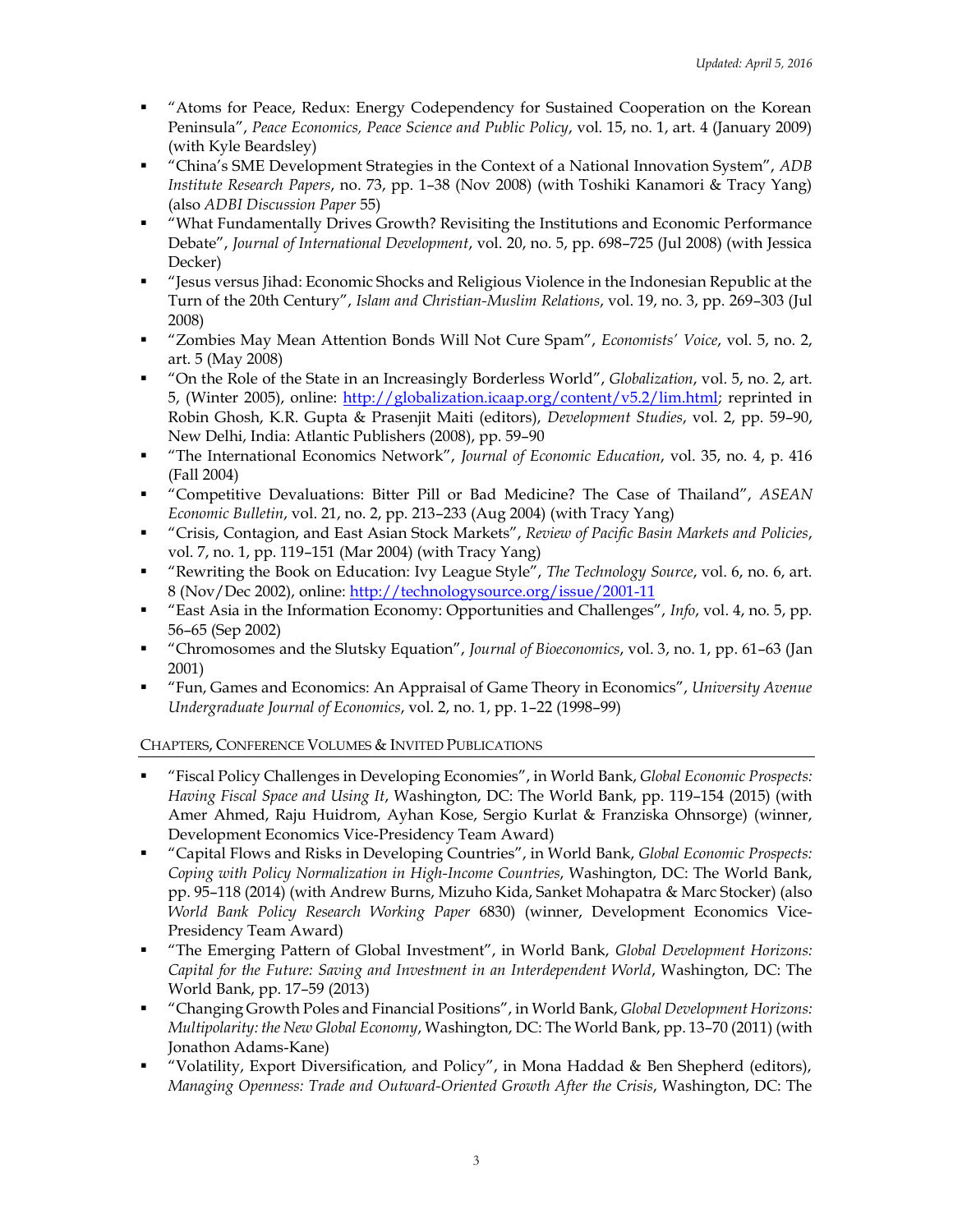- "Atoms for Peace, Redux: Energy Codependency for Sustained Cooperation on the Korean Peninsula", *Peace Economics, Peace Science and Public Policy*, vol. 15, no. 1, art. 4 (January 2009) (with Kyle Beardsley)
- "China's SME Development Strategies in the Context of a National Innovation System", *ADB Institute Research Papers*, no. 73, pp. 1–38 (Nov 2008) (with Toshiki Kanamori & Tracy Yang) (also *ADBI Discussion Paper* 55)
- "What Fundamentally Drives Growth? Revisiting the Institutions and Economic Performance Debate", *Journal of International Development*, vol. 20, no. 5, pp. 698–725 (Jul 2008) (with Jessica Decker)
- "Jesus versus Jihad: Economic Shocks and Religious Violence in the Indonesian Republic at the Turn of the 20th Century", *Islam and Christian-Muslim Relations*, vol. 19, no. 3, pp. 269–303 (Jul 2008)
- "Zombies May Mean Attention Bonds Will Not Cure Spam", *Economists' Voice*, vol. 5, no. 2, art. 5 (May 2008)
- "On the Role of the State in an Increasingly Borderless World", *Globalization*, vol. 5, no. 2, art. 5, (Winter 2005), online: http://globalization.icaap.org/content/v5.2/lim.html; reprinted in Robin Ghosh, K.R. Gupta & Prasenjit Maiti (editors), *Development Studies*, vol. 2, pp. 59–90, New Delhi, India: Atlantic Publishers (2008), pp. 59–90
- "The International Economics Network", *Journal of Economic Education*, vol. 35, no. 4, p. 416 (Fall 2004)
- "Competitive Devaluations: Bitter Pill or Bad Medicine? The Case of Thailand", *ASEAN Economic Bulletin*, vol. 21, no. 2, pp. 213–233 (Aug 2004) (with Tracy Yang)
- "Crisis, Contagion, and East Asian Stock Markets", *Review of Pacific Basin Markets and Policies*, vol. 7, no. 1, pp. 119–151 (Mar 2004) (with Tracy Yang)
- "Rewriting the Book on Education: Ivy League Style", *The Technology Source*, vol. 6, no. 6, art. 8 (Nov/Dec 2002), online: http://technologysource.org/issue/2001-11
- "East Asia in the Information Economy: Opportunities and Challenges", *Info*, vol. 4, no. 5, pp. 56–65 (Sep 2002)
- "Chromosomes and the Slutsky Equation", *Journal of Bioeconomics*, vol. 3, no. 1, pp. 61–63 (Jan 2001)
- "Fun, Games and Economics: An Appraisal of Game Theory in Economics", *University Avenue Undergraduate Journal of Economics*, vol. 2, no. 1, pp. 1–22 (1998–99)

## Chapters, Conference Volumes & Invited Publications

- "Fiscal Policy Challenges in Developing Economies", in World Bank, *Global Economic Prospects: Having Fiscal Space and Using It*, Washington, DC: The World Bank, pp. 119–154 (2015) (with Amer Ahmed, Raju Huidrom, Ayhan Kose, Sergio Kurlat & Franziska Ohnsorge) (winner, Development Economics Vice-Presidency Team Award)
- "Capital Flows and Risks in Developing Countries", in World Bank, *Global Economic Prospects: Coping with Policy Normalization in High-Income Countries*, Washington, DC: The World Bank, pp. 95–118 (2014) (with Andrew Burns, Mizuho Kida, Sanket Mohapatra & Marc Stocker) (also *World Bank Policy Research Working Paper* 6830) (winner, Development Economics Vice-Presidency Team Award)
- "The Emerging Pattern of Global Investment", in World Bank, *Global Development Horizons: Capital for the Future: Saving and Investment in an Interdependent World*, Washington, DC: The World Bank, pp. 17–59 (2013)
- "Changing Growth Poles and Financial Positions", in World Bank, *Global Development Horizons: Multipolarity: the New Global Economy*, Washington, DC: The World Bank, pp. 13–70 (2011) (with Jonathon Adams-Kane)
- "Volatility, Export Diversification, and Policy", in Mona Haddad & Ben Shepherd (editors), *Managing Openness: Trade and Outward-Oriented Growth After the Crisis*, Washington, DC: The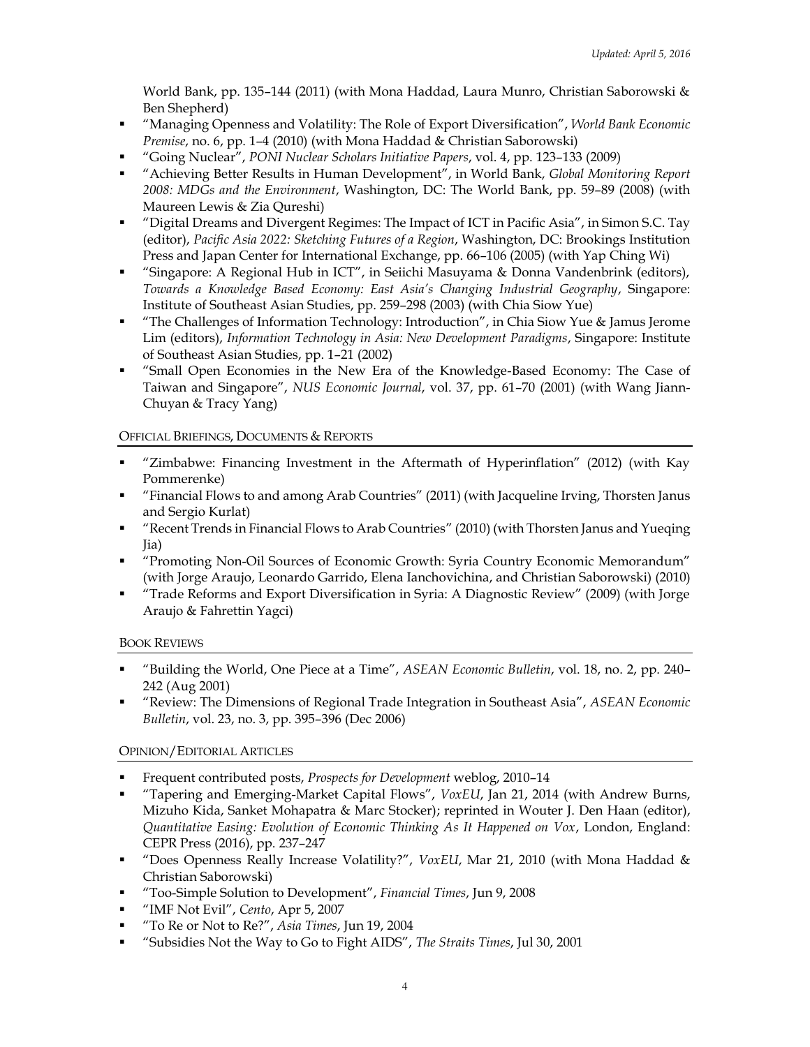World Bank, pp. 135–144 (2011) (with Mona Haddad, Laura Munro, Christian Saborowski & Ben Shepherd)

- "Managing Openness and Volatility: The Role of Export Diversification", *World Bank Economic Premise*, no. 6, pp. 1–4 (2010) (with Mona Haddad & Christian Saborowski)
- "Going Nuclear", *PONI Nuclear Scholars Initiative Papers*, vol. 4, pp. 123–133 (2009)
- "Achieving Better Results in Human Development", in World Bank, *Global Monitoring Report 2008: MDGs and the Environment*, Washington, DC: The World Bank, pp. 59–89 (2008) (with Maureen Lewis & Zia Qureshi)
- "Digital Dreams and Divergent Regimes: The Impact of ICT in Pacific Asia", in Simon S.C. Tay (editor), *Pacific Asia 2022: Sketching Futures of a Region*, Washington, DC: Brookings Institution Press and Japan Center for International Exchange, pp. 66–106 (2005) (with Yap Ching Wi)
- "Singapore: A Regional Hub in ICT", in Seiichi Masuyama & Donna Vandenbrink (editors), *Towards a Knowledge Based Economy: East Asia's Changing Industrial Geography*, Singapore: Institute of Southeast Asian Studies, pp. 259–298 (2003) (with Chia Siow Yue)
- "The Challenges of Information Technology: Introduction", in Chia Siow Yue & Jamus Jerome Lim (editors), *Information Technology in Asia: New Development Paradigms*, Singapore: Institute of Southeast Asian Studies, pp. 1–21 (2002)
- "Small Open Economies in the New Era of the Knowledge-Based Economy: The Case of Taiwan and Singapore", *NUS Economic Journal*, vol. 37, pp. 61–70 (2001) (with Wang Jiann-Chuyan & Tracy Yang)

## Official Briefings, Documents & Reports

- "Zimbabwe: Financing Investment in the Aftermath of Hyperinflation" (2012) (with Kay Pommerenke)
- "Financial Flows to and among Arab Countries" (2011) (with Jacqueline Irving, Thorsten Janus and Sergio Kurlat)
- "Recent Trends in Financial Flows to Arab Countries" (2010) (with Thorsten Janus and Yueqing Jia)
- "Promoting Non-Oil Sources of Economic Growth: Syria Country Economic Memorandum" (with Jorge Araujo, Leonardo Garrido, Elena Ianchovichina, and Christian Saborowski) (2010)
- "Trade Reforms and Export Diversification in Syria: A Diagnostic Review" (2009) (with Jorge Araujo & Fahrettin Yagci)

## Book Reviews

- "Building the World, One Piece at a Time", *ASEAN Economic Bulletin*, vol. 18, no. 2, pp. 240–242 (Aug 2001)
- "Review: The Dimensions of Regional Trade Integration in Southeast Asia", *ASEAN Economic Bulletin*, vol. 23, no. 3, pp. 395–396 (Dec 2006)

## Opinion/Editorial Articles

- Frequent contributed posts, *Prospects for Development* weblog, 2010–14
- "Tapering and Emerging-Market Capital Flows", *VoxEU*, Jan 21, 2014 (with Andrew Burns, Mizuho Kida, Sanket Mohapatra & Marc Stocker); reprinted in Wouter J. Den Haan (editor), *Quantitative Easing: Evolution of Economic Thinking As It Happened on Vox*, London, England: CEPR Press (2016), pp. 237–247
- "Does Openness Really Increase Volatility?", *VoxEU*, Mar 21, 2010 (with Mona Haddad & Christian Saborowski)
- "Too-Simple Solution to Development", *Financial Times*, Jun 9, 2008
- "IMF Not Evil", *Cento*, Apr 5, 2007
- "To Re or Not to Re?", *Asia Times*, Jun 19, 2004
- "Subsidies Not the Way to Go to Fight AIDS", *The Straits Times*, Jul 30, 2001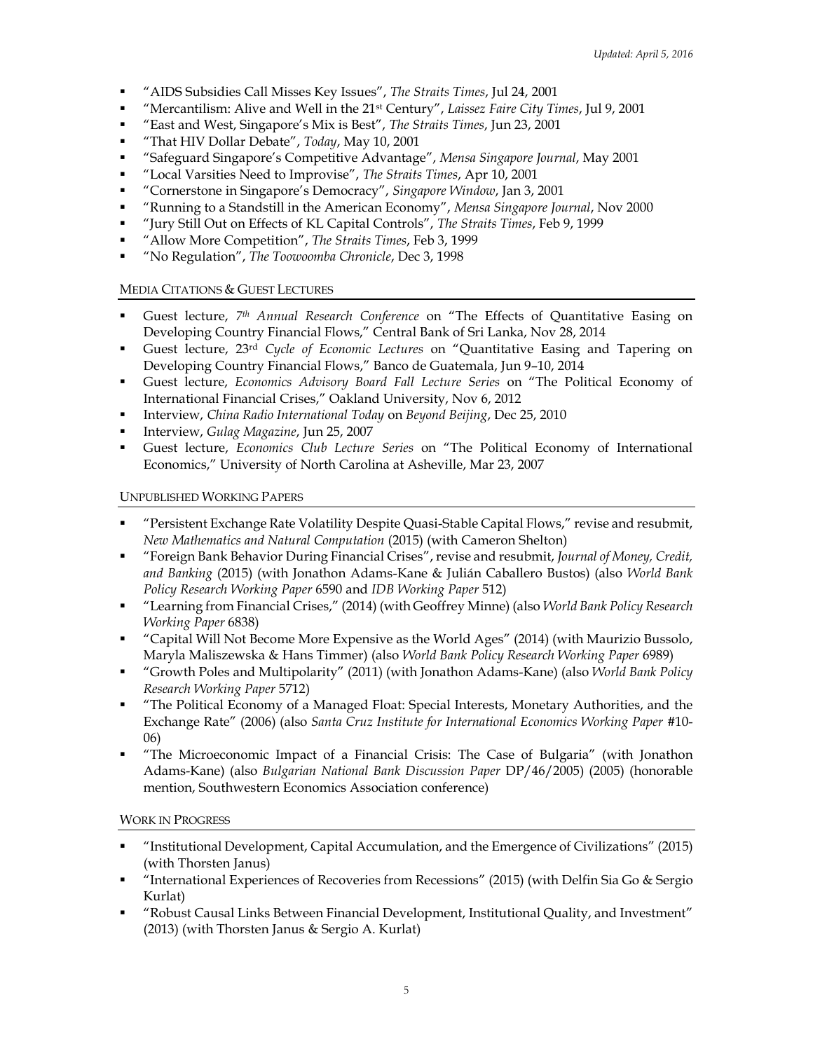- "AIDS Subsidies Call Misses Key Issues", *The Straits Times*, Jul 24, 2001
- "Mercantilism: Alive and Well in the 21st Century", *Laissez Faire City Times*, Jul 9, 2001
- "East and West, Singapore's Mix is Best", *The Straits Times*, Jun 23, 2001
- "That HIV Dollar Debate", *Today*, May 10, 2001
- "Safeguard Singapore's Competitive Advantage", *Mensa Singapore Journal*, May 2001
- "Local Varsities Need to Improvise", *The Straits Times*, Apr 10, 2001
- "Cornerstone in Singapore's Democracy", *Singapore Window*, Jan 3, 2001
- "Running to a Standstill in the American Economy", *Mensa Singapore Journal*, Nov 2000
- "Jury Still Out on Effects of KL Capital Controls", *The Straits Times*, Feb 9, 1999
- "Allow More Competition", *The Straits Times*, Feb 3, 1999
- "No Regulation", *The Toowoomba Chronicle*, Dec 3, 1998

## MEDIA CITATIONS & GUEST LECTURES

- Guest lecture, *7th Annual Research Conference* on "The Effects of Quantitative Easing on Developing Country Financial Flows," Central Bank of Sri Lanka, Nov 28, 2014
- Guest lecture, 23rd *Cycle of Economic Lectures* on "Quantitative Easing and Tapering on Developing Country Financial Flows," Banco de Guatemala, Jun 9–10, 2014
- Guest lecture, *Economics Advisory Board Fall Lecture Series* on "The Political Economy of International Financial Crises," Oakland University, Nov 6, 2012
- Interview, *China Radio International Today* on *Beyond Beijing*, Dec 25, 2010
- Interview, *Gulag Magazine*, Jun 25, 2007
- Guest lecture, *Economics Club Lecture Series* on "The Political Economy of International Economics," University of North Carolina at Asheville, Mar 23, 2007

## UNPUBLISHED WORKING PAPERS

- "Persistent Exchange Rate Volatility Despite Quasi-Stable Capital Flows," revise and resubmit, *New Mathematics and Natural Computation* (2015) (with Cameron Shelton)
- "Foreign Bank Behavior During Financial Crises", revise and resubmit, *Journal of Money, Credit, and Banking* (2015) (with Jonathon Adams-Kane & Julián Caballero Bustos) (also *World Bank Policy Research Working Paper* 6590 and *IDB Working Paper* 512)
- "Learning from Financial Crises," (2014) (with Geoffrey Minne) (also *World Bank Policy Research Working Paper* 6838)
- "Capital Will Not Become More Expensive as the World Ages" (2014) (with Maurizio Bussolo, Maryla Maliszewska & Hans Timmer) (also *World Bank Policy Research Working Paper* 6989)
- "Growth Poles and Multipolarity" (2011) (with Jonathon Adams-Kane) (also *World Bank Policy Research Working Paper* 5712)
- "The Political Economy of a Managed Float: Special Interests, Monetary Authorities, and the Exchange Rate" (2006) (also *Santa Cruz Institute for International Economics Working Paper* #10-06)
- "The Microeconomic Impact of a Financial Crisis: The Case of Bulgaria" (with Jonathon Adams-Kane) (also *Bulgarian National Bank Discussion Paper* DP/46/2005) (2005) (honorable mention, Southwestern Economics Association conference)

## WORK IN PROGRESS

- "Institutional Development, Capital Accumulation, and the Emergence of Civilizations" (2015) (with Thorsten Janus)
- "International Experiences of Recoveries from Recessions" (2015) (with Delfin Sia Go & Sergio Kurlat)
- "Robust Causal Links Between Financial Development, Institutional Quality, and Investment" (2013) (with Thorsten Janus & Sergio A. Kurlat)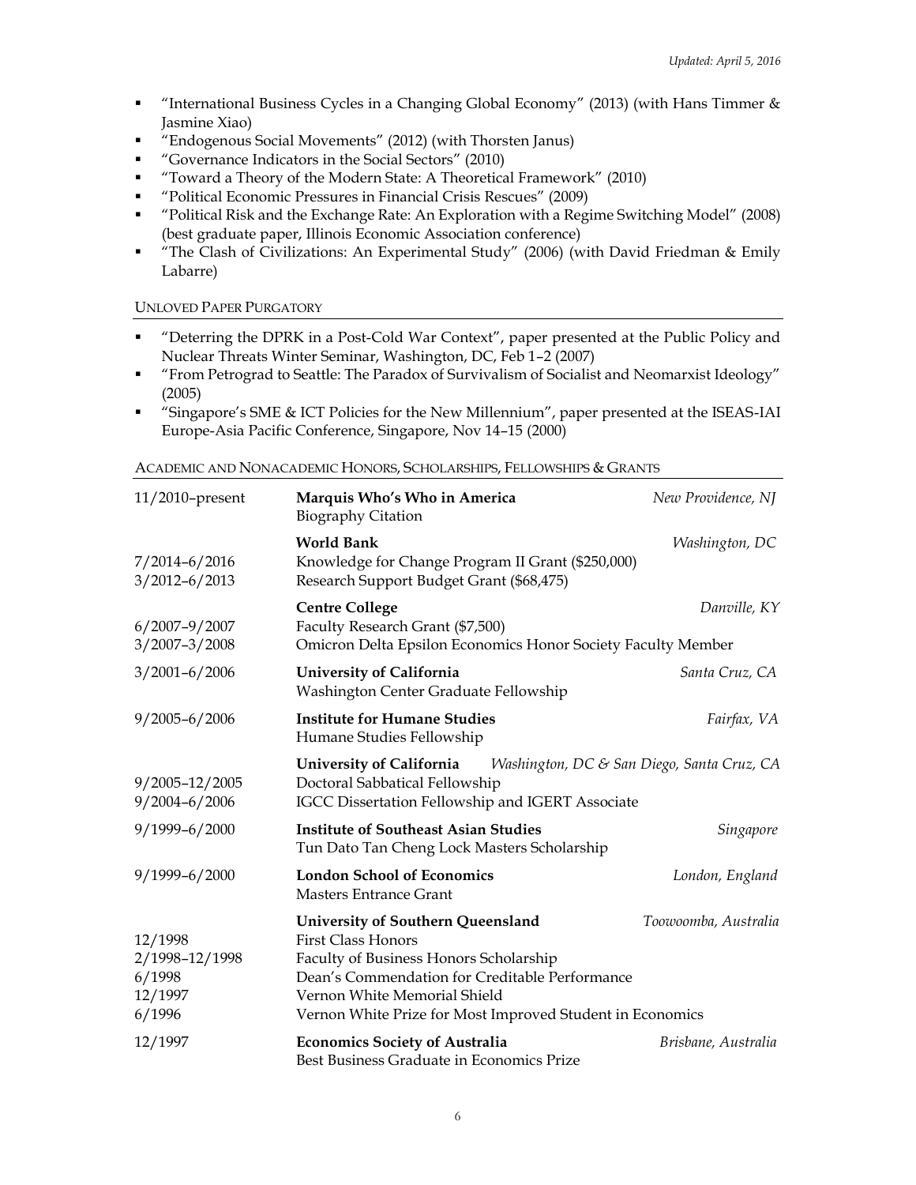- "International Business Cycles in a Changing Global Economy" (2013) (with Hans Timmer & Jasmine Xiao)
- "Endogenous Social Movements" (2012) (with Thorsten Janus)
- "Governance Indicators in the Social Sectors" (2010)
- "Toward a Theory of the Modern State: A Theoretical Framework" (2010)
- "Political Economic Pressures in Financial Crisis Rescues" (2009)
- "Political Risk and the Exchange Rate: An Exploration with a Regime Switching Model" (2008) (best graduate paper, Illinois Economic Association conference)
- "The Clash of Civilizations: An Experimental Study" (2006) (with David Friedman & Emily Labarre)

## Unloved Paper Purgatory

- "Deterring the DPRK in a Post-Cold War Context", paper presented at the Public Policy and Nuclear Threats Winter Seminar, Washington, DC, Feb 1–2 (2007)
- "From Petrograd to Seattle: The Paradox of Survivalism of Socialist and Neomarxist Ideology" (2005)
- "Singapore's SME & ICT Policies for the New Millennium", paper presented at the ISEAS-IAI Europe-Asia Pacific Conference, Singapore, Nov 14–15 (2000)

## Academic and Nonacademic Honors, Scholarships, Fellowships & Grants

| Dates | Institution / Honor | Location |
|---|---|---|
| 11/2010–present | **Marquis Who's Who in America**<br>Biography Citation | *New Providence, NJ* |
| <br>7/2014–6/2016<br>3/2012–6/2013 | **World Bank**<br>Knowledge for Change Program II Grant ($250,000)<br>Research Support Budget Grant ($68,475) | *Washington, DC* |
| <br>6/2007–9/2007<br>3/2007–3/2008 | **Centre College**<br>Faculty Research Grant ($7,500)<br>Omicron Delta Epsilon Economics Honor Society Faculty Member | *Danville, KY* |
| 3/2001–6/2006 | **University of California**<br>Washington Center Graduate Fellowship | *Santa Cruz, CA* |
| 9/2005–6/2006 | **Institute for Humane Studies**<br>Humane Studies Fellowship | *Fairfax, VA* |
| <br>9/2005–12/2005<br>9/2004–6/2006 | **University of California**<br>Doctoral Sabbatical Fellowship<br>IGCC Dissertation Fellowship and IGERT Associate | *Washington, DC & San Diego, Santa Cruz, CA* |
| 9/1999–6/2000 | **Institute of Southeast Asian Studies**<br>Tun Dato Tan Cheng Lock Masters Scholarship | *Singapore* |
| 9/1999–6/2000 | **London School of Economics**<br>Masters Entrance Grant | *London, England* |
| <br>12/1998<br>2/1998–12/1998<br>6/1998<br>12/1997<br>6/1996 | **University of Southern Queensland**<br>First Class Honors<br>Faculty of Business Honors Scholarship<br>Dean's Commendation for Creditable Performance<br>Vernon White Memorial Shield<br>Vernon White Prize for Most Improved Student in Economics | *Toowoomba, Australia* |
| 12/1997 | **Economics Society of Australia**<br>Best Business Graduate in Economics Prize | *Brisbane, Australia* |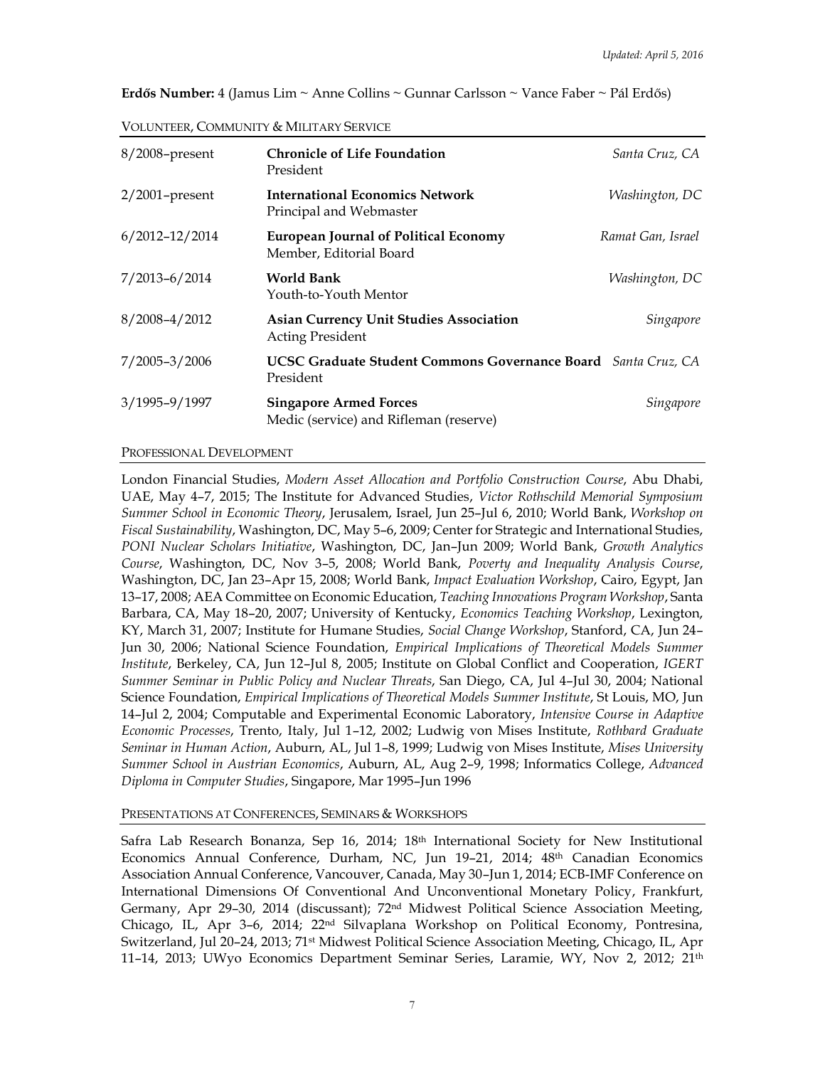**Erdős Number:** 4 (Jamus Lim ~ Anne Collins ~ Gunnar Carlsson ~ Vance Faber ~ Pál Erdős)

## Volunteer, Community & Military Service

| | | |
|---|---|---|
| 8/2008–present | **Chronicle of Life Foundation**<br>President | *Santa Cruz, CA* |
| 2/2001–present | **International Economics Network**<br>Principal and Webmaster | *Washington, DC* |
| 6/2012–12/2014 | **European Journal of Political Economy**<br>Member, Editorial Board | *Ramat Gan, Israel* |
| 7/2013–6/2014 | **World Bank**<br>Youth-to-Youth Mentor | *Washington, DC* |
| 8/2008–4/2012 | **Asian Currency Unit Studies Association**<br>Acting President | *Singapore* |
| 7/2005–3/2006 | **UCSC Graduate Student Commons Governance Board**<br>President | *Santa Cruz, CA* |
| 3/1995–9/1997 | **Singapore Armed Forces**<br>Medic (service) and Rifleman (reserve) | *Singapore* |

## Professional Development

London Financial Studies, *Modern Asset Allocation and Portfolio Construction Course*, Abu Dhabi, UAE, May 4–7, 2015; The Institute for Advanced Studies, *Victor Rothschild Memorial Symposium Summer School in Economic Theory*, Jerusalem, Israel, Jun 25–Jul 6, 2010; World Bank, *Workshop on Fiscal Sustainability*, Washington, DC, May 5–6, 2009; Center for Strategic and International Studies, *PONI Nuclear Scholars Initiative*, Washington, DC, Jan–Jun 2009; World Bank, *Growth Analytics Course*, Washington, DC, Nov 3–5, 2008; World Bank, *Poverty and Inequality Analysis Course*, Washington, DC, Jan 23–Apr 15, 2008; World Bank, *Impact Evaluation Workshop*, Cairo, Egypt, Jan 13–17, 2008; AEA Committee on Economic Education, *Teaching Innovations Program Workshop*, Santa Barbara, CA, May 18–20, 2007; University of Kentucky, *Economics Teaching Workshop*, Lexington, KY, March 31, 2007; Institute for Humane Studies, *Social Change Workshop*, Stanford, CA, Jun 24–Jun 30, 2006; National Science Foundation, *Empirical Implications of Theoretical Models Summer Institute*, Berkeley, CA, Jun 12–Jul 8, 2005; Institute on Global Conflict and Cooperation, *IGERT Summer Seminar in Public Policy and Nuclear Threats*, San Diego, CA, Jul 4–Jul 30, 2004; National Science Foundation, *Empirical Implications of Theoretical Models Summer Institute*, St Louis, MO, Jun 14–Jul 2, 2004; Computable and Experimental Economic Laboratory, *Intensive Course in Adaptive Economic Processes*, Trento, Italy, Jul 1–12, 2002; Ludwig von Mises Institute, *Rothbard Graduate Seminar in Human Action*, Auburn, AL, Jul 1–8, 1999; Ludwig von Mises Institute, *Mises University Summer School in Austrian Economics*, Auburn, AL, Aug 2–9, 1998; Informatics College, *Advanced Diploma in Computer Studies*, Singapore, Mar 1995–Jun 1996

## Presentations at Conferences, Seminars & Workshops

Safra Lab Research Bonanza, Sep 16, 2014; 18th International Society for New Institutional Economics Annual Conference, Durham, NC, Jun 19–21, 2014; 48th Canadian Economics Association Annual Conference, Vancouver, Canada, May 30–Jun 1, 2014; ECB-IMF Conference on International Dimensions Of Conventional And Unconventional Monetary Policy, Frankfurt, Germany, Apr 29–30, 2014 (discussant); 72nd Midwest Political Science Association Meeting, Chicago, IL, Apr 3–6, 2014; 22nd Silvaplana Workshop on Political Economy, Pontresina, Switzerland, Jul 20–24, 2013; 71st Midwest Political Science Association Meeting, Chicago, IL, Apr 11–14, 2013; UWyo Economics Department Seminar Series, Laramie, WY, Nov 2, 2012; 21st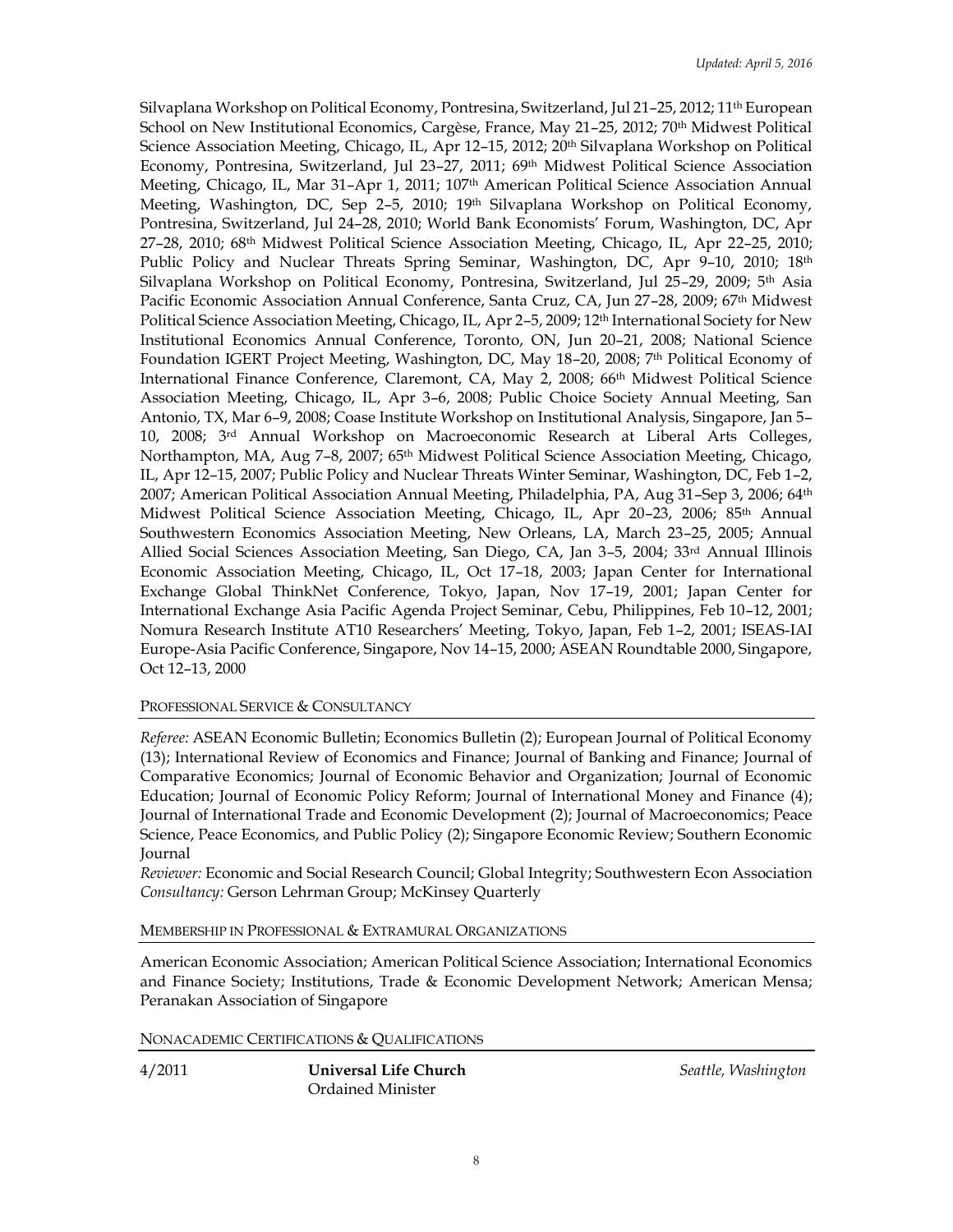Silvaplana Workshop on Political Economy, Pontresina, Switzerland, Jul 21–25, 2012; 11th European School on New Institutional Economics, Cargèse, France, May 21–25, 2012; 70th Midwest Political Science Association Meeting, Chicago, IL, Apr 12–15, 2012; 20th Silvaplana Workshop on Political Economy, Pontresina, Switzerland, Jul 23–27, 2011; 69th Midwest Political Science Association Meeting, Chicago, IL, Mar 31–Apr 1, 2011; 107th American Political Science Association Annual Meeting, Washington, DC, Sep 2–5, 2010; 19th Silvaplana Workshop on Political Economy, Pontresina, Switzerland, Jul 24–28, 2010; World Bank Economists' Forum, Washington, DC, Apr 27–28, 2010; 68th Midwest Political Science Association Meeting, Chicago, IL, Apr 22–25, 2010; Public Policy and Nuclear Threats Spring Seminar, Washington, DC, Apr 9–10, 2010; 18th Silvaplana Workshop on Political Economy, Pontresina, Switzerland, Jul 25–29, 2009; 5th Asia Pacific Economic Association Annual Conference, Santa Cruz, CA, Jun 27–28, 2009; 67th Midwest Political Science Association Meeting, Chicago, IL, Apr 2–5, 2009; 12th International Society for New Institutional Economics Annual Conference, Toronto, ON, Jun 20–21, 2008; National Science Foundation IGERT Project Meeting, Washington, DC, May 18–20, 2008; 7th Political Economy of International Finance Conference, Claremont, CA, May 2, 2008; 66th Midwest Political Science Association Meeting, Chicago, IL, Apr 3–6, 2008; Public Choice Society Annual Meeting, San Antonio, TX, Mar 6–9, 2008; Coase Institute Workshop on Institutional Analysis, Singapore, Jan 5–10, 2008; 3rd Annual Workshop on Macroeconomic Research at Liberal Arts Colleges, Northampton, MA, Aug 7–8, 2007; 65th Midwest Political Science Association Meeting, Chicago, IL, Apr 12–15, 2007; Public Policy and Nuclear Threats Winter Seminar, Washington, DC, Feb 1–2, 2007; American Political Association Annual Meeting, Philadelphia, PA, Aug 31–Sep 3, 2006; 64th Midwest Political Science Association Meeting, Chicago, IL, Apr 20–23, 2006; 85th Annual Southwestern Economics Association Meeting, New Orleans, LA, March 23–25, 2005; Annual Allied Social Sciences Association Meeting, San Diego, CA, Jan 3–5, 2004; 33rd Annual Illinois Economic Association Meeting, Chicago, IL, Oct 17–18, 2003; Japan Center for International Exchange Global ThinkNet Conference, Tokyo, Japan, Nov 17–19, 2001; Japan Center for International Exchange Asia Pacific Agenda Project Seminar, Cebu, Philippines, Feb 10–12, 2001; Nomura Research Institute AT10 Researchers' Meeting, Tokyo, Japan, Feb 1–2, 2001; ISEAS-IAI Europe-Asia Pacific Conference, Singapore, Nov 14–15, 2000; ASEAN Roundtable 2000, Singapore, Oct 12–13, 2000

## Professional Service & Consultancy

*Referee:* ASEAN Economic Bulletin; Economics Bulletin (2); European Journal of Political Economy (13); International Review of Economics and Finance; Journal of Banking and Finance; Journal of Comparative Economics; Journal of Economic Behavior and Organization; Journal of Economic Education; Journal of Economic Policy Reform; Journal of International Money and Finance (4); Journal of International Trade and Economic Development (2); Journal of Macroeconomics; Peace Science, Peace Economics, and Public Policy (2); Singapore Economic Review; Southern Economic Journal

*Reviewer:* Economic and Social Research Council; Global Integrity; Southwestern Econ Association

*Consultancy:* Gerson Lehrman Group; McKinsey Quarterly

## Membership in Professional & Extramural Organizations

American Economic Association; American Political Science Association; International Economics and Finance Society; Institutions, Trade & Economic Development Network; American Mensa; Peranakan Association of Singapore

## Nonacademic Certifications & Qualifications

4/2011 **Universal Life Church** *Seattle, Washington*
Ordained Minister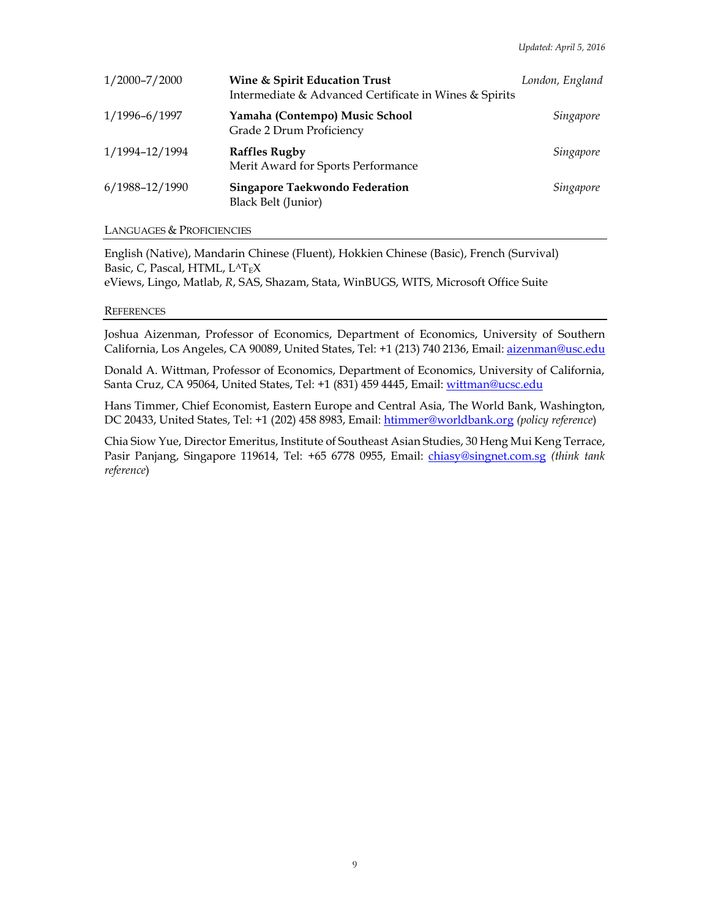*Updated: April 5, 2016*

| | | |
|---|---|---|
| 1/2000–7/2000 | **Wine & Spirit Education Trust**<br>Intermediate & Advanced Certificate in Wines & Spirits | *London, England* |
| 1/1996–6/1997 | **Yamaha (Contempo) Music School**<br>Grade 2 Drum Proficiency | *Singapore* |
| 1/1994–12/1994 | **Raffles Rugby**<br>Merit Award for Sports Performance | *Singapore* |
| 6/1988–12/1990 | **Singapore Taekwondo Federation**<br>Black Belt (Junior) | *Singapore* |

## Languages & Proficiencies

English (Native), Mandarin Chinese (Fluent), Hokkien Chinese (Basic), French (Survival)
Basic, *C*, Pascal, HTML, $\LaTeX$
eViews, Lingo, Matlab, *R*, SAS, Shazam, Stata, WinBUGS, WITS, Microsoft Office Suite

## References

Joshua Aizenman, Professor of Economics, Department of Economics, University of Southern California, Los Angeles, CA 90089, United States, Tel: +1 (213) 740 2136, Email: aizenman@usc.edu

Donald A. Wittman, Professor of Economics, Department of Economics, University of California, Santa Cruz, CA 95064, United States, Tel: +1 (831) 459 4445, Email: wittman@ucsc.edu

Hans Timmer, Chief Economist, Eastern Europe and Central Asia, The World Bank, Washington, DC 20433, United States, Tel: +1 (202) 458 8983, Email: htimmer@worldbank.org *(policy reference*)

Chia Siow Yue, Director Emeritus, Institute of Southeast Asian Studies, 30 Heng Mui Keng Terrace, Pasir Panjang, Singapore 119614, Tel: +65 6778 0955, Email: chiasy@singnet.com.sg *(think tank reference*)